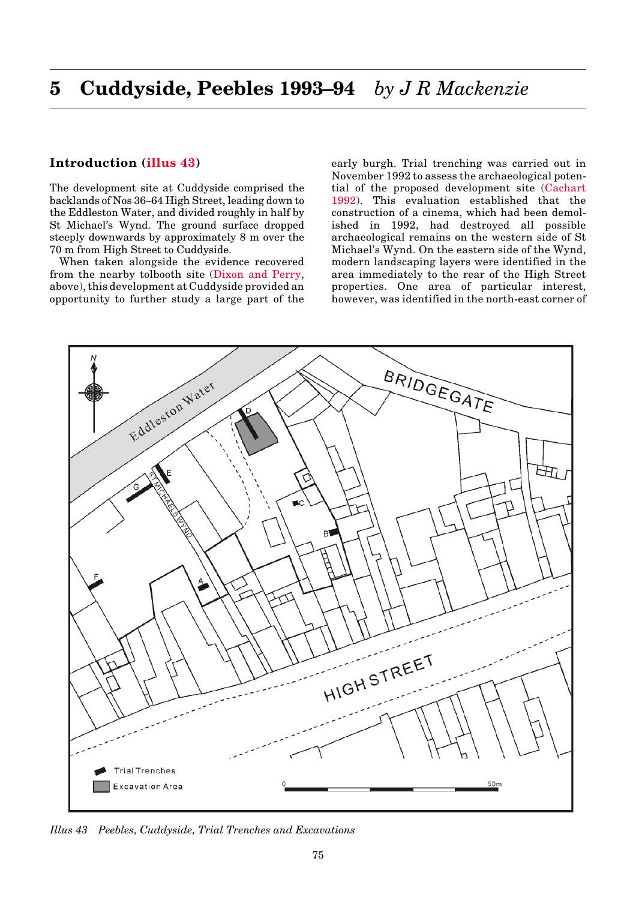# 5 Cuddyside, Peebles 1993–94 *by J R Mackenzie*

## Introduction (illus 43)

The development site at Cuddyside comprised the backlands of Nos 36–64 High Street, leading down to the Eddleston Water, and divided roughly in half by St Michael's Wynd. The ground surface dropped steeply downwards by approximately 8 m over the 70 m from High Street to Cuddyside.

When taken alongside the evidence recovered from the nearby tolbooth site (Dixon and Perry, above), this development at Cuddyside provided an opportunity to further study a large part of the early burgh. Trial trenching was carried out in November 1992 to assess the archaeological potential of the proposed development site (Cachart 1992). This evaluation established that the construction of a cinema, which had been demolished in 1992, had destroyed all possible archaeological remains on the western side of St Michael's Wynd. On the eastern side of the Wynd, modern landscaping layers were identified in the area immediately to the rear of the High Street properties. One area of particular interest, however, was identified in the north-east corner of

N

Eddleston Water

BRIDGEGATE

ST MICHAEL'S WYND

HIGH STREET

A B C D E F G

Trial Trenches

Excavation Area

0 50m

*Illus 43 Peebles, Cuddyside, Trial Trenches and Excavations*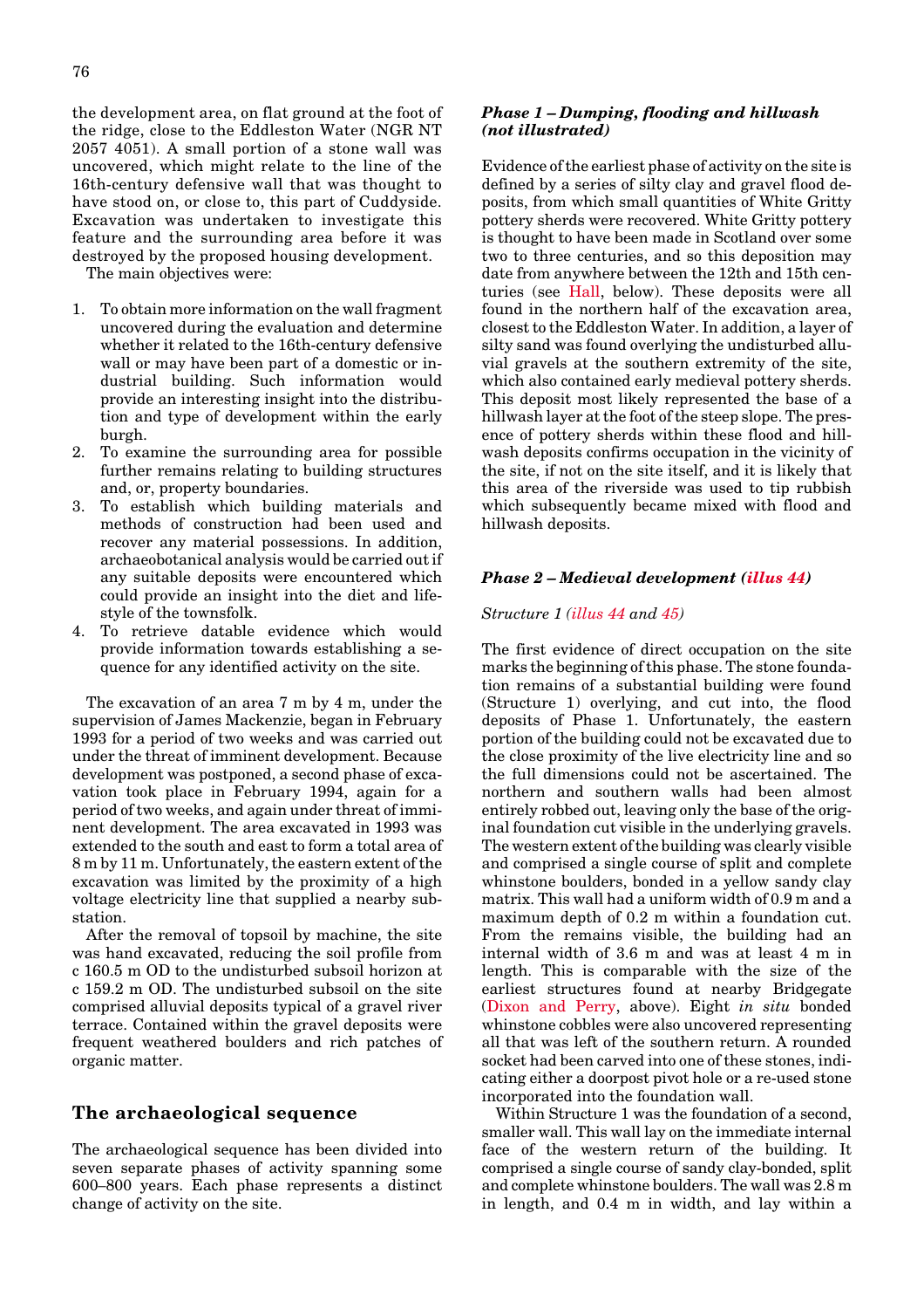the development area, on flat ground at the foot of the ridge, close to the Eddleston Water (NGR NT 2057 4051). A small portion of a stone wall was uncovered, which might relate to the line of the 16th-century defensive wall that was thought to have stood on, or close to, this part of Cuddyside. Excavation was undertaken to investigate this feature and the surrounding area before it was destroyed by the proposed housing development.

The main objectives were:

1. To obtain more information on the wall fragment uncovered during the evaluation and determine whether it related to the 16th-century defensive wall or may have been part of a domestic or industrial building. Such information would provide an interesting insight into the distribution and type of development within the early burgh.
2. To examine the surrounding area for possible further remains relating to building structures and, or, property boundaries.
3. To establish which building materials and methods of construction had been used and recover any material possessions. In addition, archaeobotanical analysis would be carried out if any suitable deposits were encountered which could provide an insight into the diet and lifestyle of the townsfolk.
4. To retrieve datable evidence which would provide information towards establishing a sequence for any identified activity on the site.

The excavation of an area 7 m by 4 m, under the supervision of James Mackenzie, began in February 1993 for a period of two weeks and was carried out under the threat of imminent development. Because development was postponed, a second phase of excavation took place in February 1994, again for a period of two weeks, and again under threat of imminent development. The area excavated in 1993 was extended to the south and east to form a total area of 8 m by 11 m. Unfortunately, the eastern extent of the excavation was limited by the proximity of a high voltage electricity line that supplied a nearby substation.

After the removal of topsoil by machine, the site was hand excavated, reducing the soil profile from c 160.5 m OD to the undisturbed subsoil horizon at c 159.2 m OD. The undisturbed subsoil on the site comprised alluvial deposits typical of a gravel river terrace. Contained within the gravel deposits were frequent weathered boulders and rich patches of organic matter.

## The archaeological sequence

The archaeological sequence has been divided into seven separate phases of activity spanning some 600–800 years. Each phase represents a distinct change of activity on the site.

### *Phase 1 – Dumping, flooding and hillwash (not illustrated)*

Evidence of the earliest phase of activity on the site is defined by a series of silty clay and gravel flood deposits, from which small quantities of White Gritty pottery sherds were recovered. White Gritty pottery is thought to have been made in Scotland over some two to three centuries, and so this deposition may date from anywhere between the 12th and 15th centuries (see Hall, below). These deposits were all found in the northern half of the excavation area, closest to the Eddleston Water. In addition, a layer of silty sand was found overlying the undisturbed alluvial gravels at the southern extremity of the site, which also contained early medieval pottery sherds. This deposit most likely represented the base of a hillwash layer at the foot of the steep slope. The presence of pottery sherds within these flood and hillwash deposits confirms occupation in the vicinity of the site, if not on the site itself, and it is likely that this area of the riverside was used to tip rubbish which subsequently became mixed with flood and hillwash deposits.

### *Phase 2 – Medieval development (illus 44)*

*Structure 1 (illus 44 and 45)*

The first evidence of direct occupation on the site marks the beginning of this phase. The stone foundation remains of a substantial building were found (Structure 1) overlying, and cut into, the flood deposits of Phase 1. Unfortunately, the eastern portion of the building could not be excavated due to the close proximity of the live electricity line and so the full dimensions could not be ascertained. The northern and southern walls had been almost entirely robbed out, leaving only the base of the original foundation cut visible in the underlying gravels. The western extent of the building was clearly visible and comprised a single course of split and complete whinstone boulders, bonded in a yellow sandy clay matrix. This wall had a uniform width of 0.9 m and a maximum depth of 0.2 m within a foundation cut. From the remains visible, the building had an internal width of 3.6 m and was at least 4 m in length. This is comparable with the size of the earliest structures found at nearby Bridgegate (Dixon and Perry, above). Eight *in situ* bonded whinstone cobbles were also uncovered representing all that was left of the southern return. A rounded socket had been carved into one of these stones, indicating either a doorpost pivot hole or a re-used stone incorporated into the foundation wall.

Within Structure 1 was the foundation of a second, smaller wall. This wall lay on the immediate internal face of the western return of the building. It comprised a single course of sandy clay-bonded, split and complete whinstone boulders. The wall was 2.8 m in length, and 0.4 m in width, and lay within a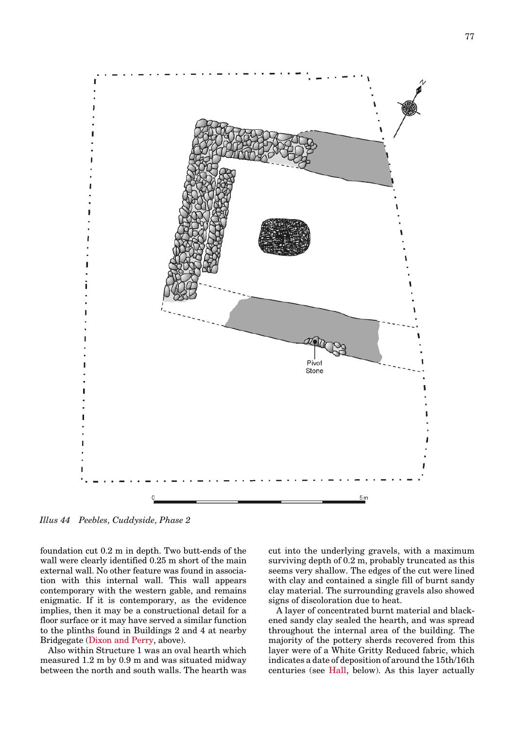Pivot Stone

0

5 m

*Illus 44 Peebles, Cuddyside, Phase 2*

foundation cut 0.2 m in depth. Two butt-ends of the wall were clearly identified 0.25 m short of the main external wall. No other feature was found in association with this internal wall. This wall appears contemporary with the western gable, and remains enigmatic. If it is contemporary, as the evidence implies, then it may be a constructional detail for a floor surface or it may have served a similar function to the plinths found in Buildings 2 and 4 at nearby Bridgegate (Dixon and Perry, above).

Also within Structure 1 was an oval hearth which measured 1.2 m by 0.9 m and was situated midway between the north and south walls. The hearth was cut into the underlying gravels, with a maximum surviving depth of 0.2 m, probably truncated as this seems very shallow. The edges of the cut were lined with clay and contained a single fill of burnt sandy clay material. The surrounding gravels also showed signs of discoloration due to heat.

A layer of concentrated burnt material and blackened sandy clay sealed the hearth, and was spread throughout the internal area of the building. The majority of the pottery sherds recovered from this layer were of a White Gritty Reduced fabric, which indicates a date of deposition of around the 15th/16th centuries (see Hall, below). As this layer actually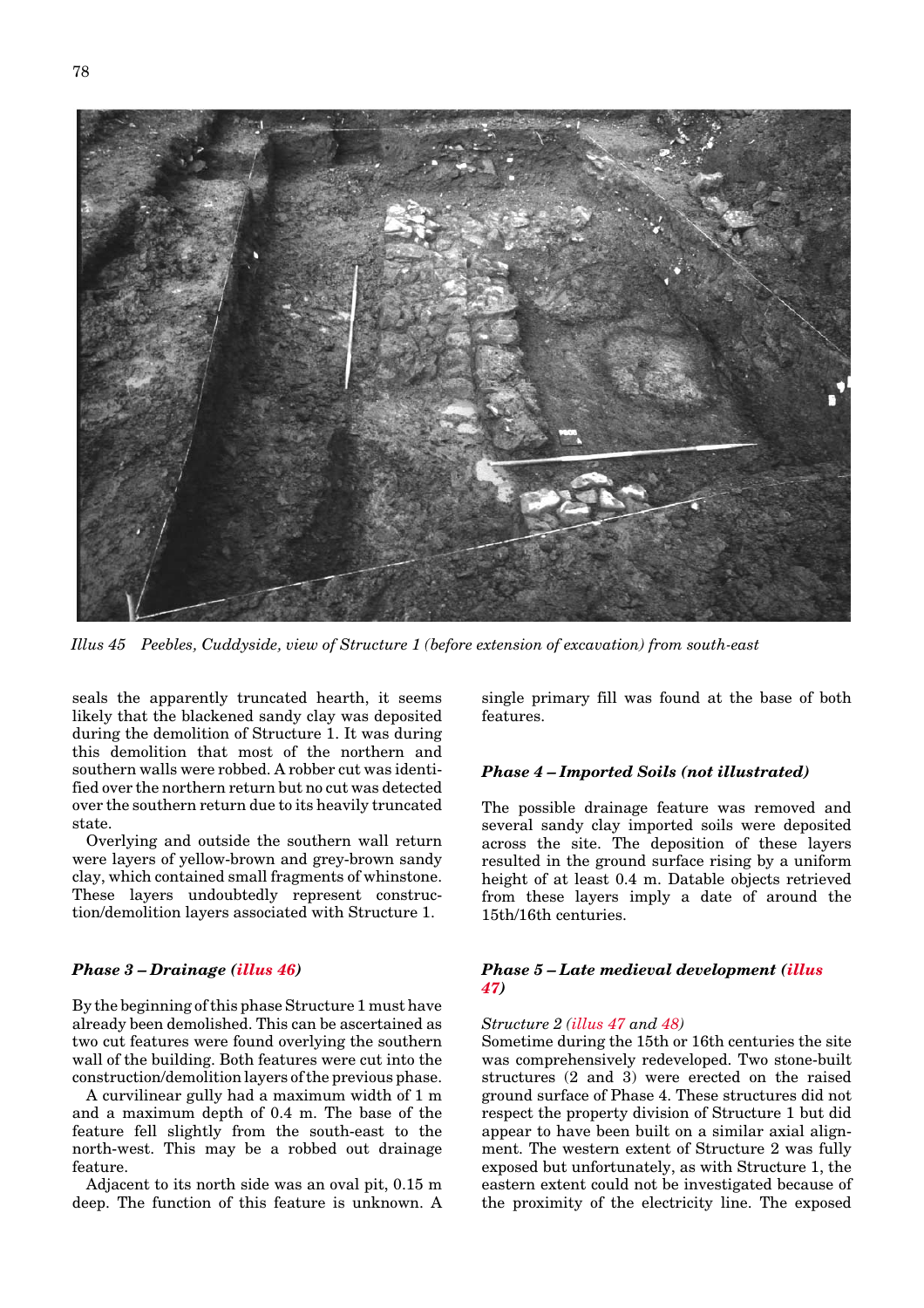*Illus 45 Peebles, Cuddyside, view of Structure 1 (before extension of excavation) from south-east*

seals the apparently truncated hearth, it seems likely that the blackened sandy clay was deposited during the demolition of Structure 1. It was during this demolition that most of the northern and southern walls were robbed. A robber cut was identified over the northern return but no cut was detected over the southern return due to its heavily truncated state.

Overlying and outside the southern wall return were layers of yellow-brown and grey-brown sandy clay, which contained small fragments of whinstone. These layers undoubtedly represent construction/demolition layers associated with Structure 1.

### *Phase 3 – Drainage (illus 46)*

By the beginning of this phase Structure 1 must have already been demolished. This can be ascertained as two cut features were found overlying the southern wall of the building. Both features were cut into the construction/demolition layers of the previous phase.

A curvilinear gully had a maximum width of 1 m and a maximum depth of 0.4 m. The base of the feature fell slightly from the south-east to the north-west. This may be a robbed out drainage feature.

Adjacent to its north side was an oval pit, 0.15 m deep. The function of this feature is unknown. A single primary fill was found at the base of both features.

### *Phase 4 – Imported Soils (not illustrated)*

The possible drainage feature was removed and several sandy clay imported soils were deposited across the site. The deposition of these layers resulted in the ground surface rising by a uniform height of at least 0.4 m. Datable objects retrieved from these layers imply a date of around the 15th/16th centuries.

### *Phase 5 – Late medieval development (illus 47)*

*Structure 2 (illus 47 and 48)*

Sometime during the 15th or 16th centuries the site was comprehensively redeveloped. Two stone-built structures (2 and 3) were erected on the raised ground surface of Phase 4. These structures did not respect the property division of Structure 1 but did appear to have been built on a similar axial alignment. The western extent of Structure 2 was fully exposed but unfortunately, as with Structure 1, the eastern extent could not be investigated because of the proximity of the electricity line. The exposed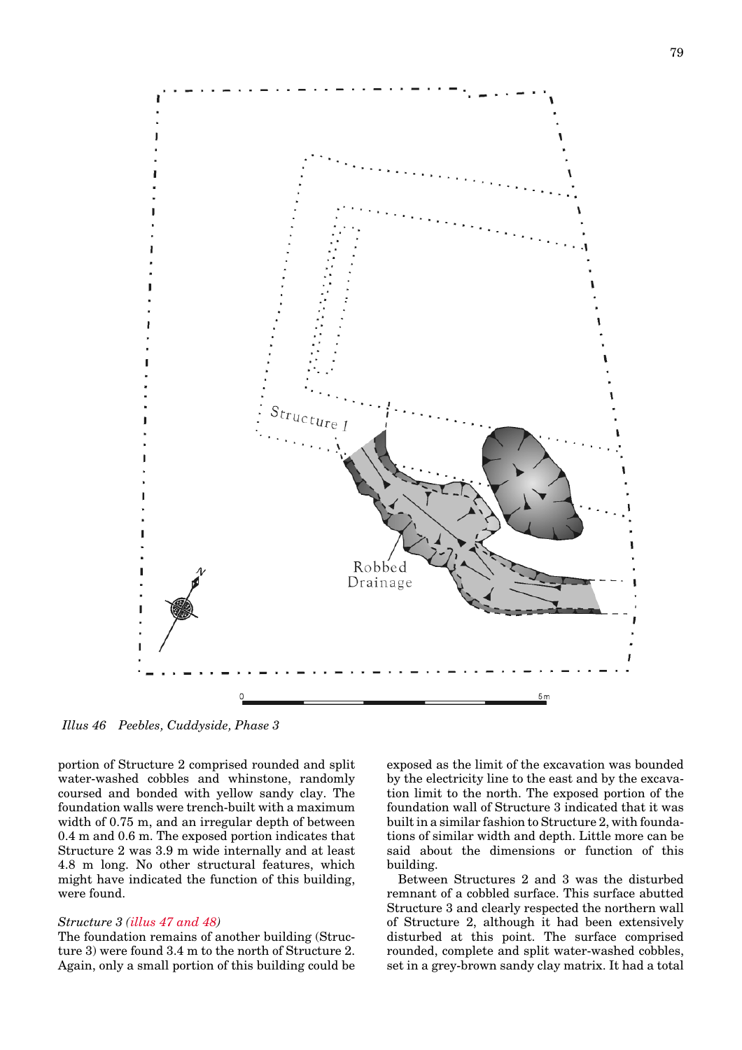Structure 1

Robbed Drainage

N

0

5 m

*Illus 46 Peebles, Cuddyside, Phase 3*

portion of Structure 2 comprised rounded and split water-washed cobbles and whinstone, randomly coursed and bonded with yellow sandy clay. The foundation walls were trench-built with a maximum width of 0.75 m, and an irregular depth of between 0.4 m and 0.6 m. The exposed portion indicates that Structure 2 was 3.9 m wide internally and at least 4.8 m long. No other structural features, which might have indicated the function of this building, were found.

*Structure 3 (illus 47 and 48)*

The foundation remains of another building (Structure 3) were found 3.4 m to the north of Structure 2. Again, only a small portion of this building could be exposed as the limit of the excavation was bounded by the electricity line to the east and by the excavation limit to the north. The exposed portion of the foundation wall of Structure 3 indicated that it was built in a similar fashion to Structure 2, with foundations of similar width and depth. Little more can be said about the dimensions or function of this building.

Between Structures 2 and 3 was the disturbed remnant of a cobbled surface. This surface abutted Structure 3 and clearly respected the northern wall of Structure 2, although it had been extensively disturbed at this point. The surface comprised rounded, complete and split water-washed cobbles, set in a grey-brown sandy clay matrix. It had a total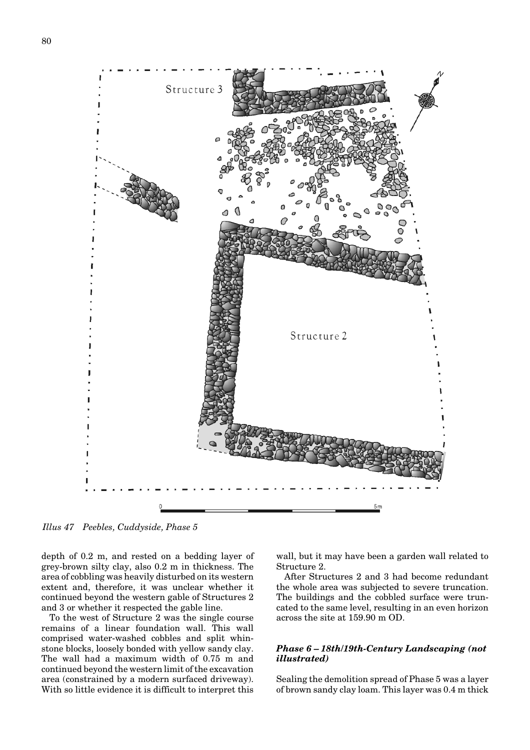Structure 3

Structure 2

0

5 m

*Illus 47 Peebles, Cuddyside, Phase 5*

depth of 0.2 m, and rested on a bedding layer of grey-brown silty clay, also 0.2 m in thickness. The area of cobbling was heavily disturbed on its western extent and, therefore, it was unclear whether it continued beyond the western gable of Structures 2 and 3 or whether it respected the gable line.

To the west of Structure 2 was the single course remains of a linear foundation wall. This wall comprised water-washed cobbles and split whinstone blocks, loosely bonded with yellow sandy clay. The wall had a maximum width of 0.75 m and continued beyond the western limit of the excavation area (constrained by a modern surfaced driveway). With so little evidence it is difficult to interpret this wall, but it may have been a garden wall related to Structure 2.

After Structures 2 and 3 had become redundant the whole area was subjected to severe truncation. The buildings and the cobbled surface were truncated to the same level, resulting in an even horizon across the site at 159.90 m OD.

### *Phase 6 – 18th/19th-Century Landscaping (not illustrated)*

Sealing the demolition spread of Phase 5 was a layer of brown sandy clay loam. This layer was 0.4 m thick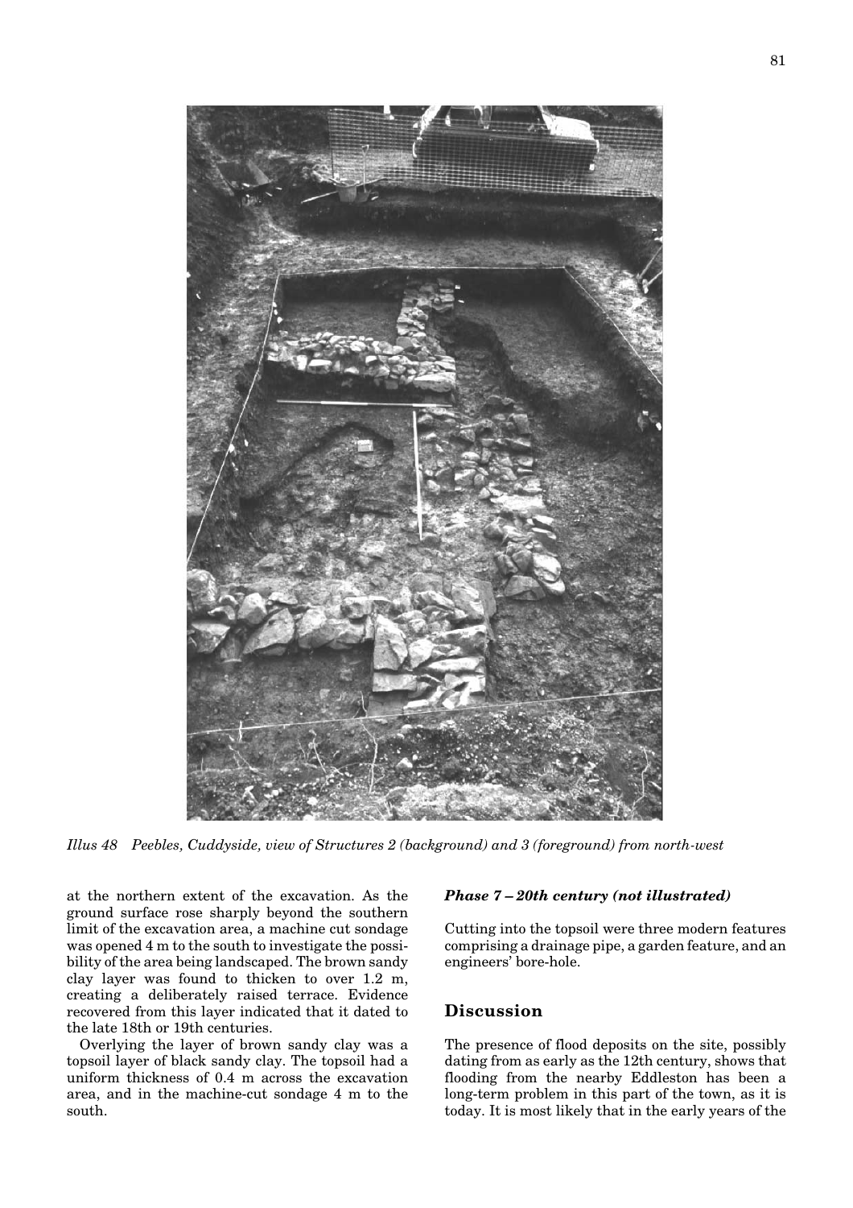*Illus 48 Peebles, Cuddyside, view of Structures 2 (background) and 3 (foreground) from north-west*

at the northern extent of the excavation. As the ground surface rose sharply beyond the southern limit of the excavation area, a machine cut sondage was opened 4 m to the south to investigate the possibility of the area being landscaped. The brown sandy clay layer was found to thicken to over 1.2 m, creating a deliberately raised terrace. Evidence recovered from this layer indicated that it dated to the late 18th or 19th centuries.

Overlying the layer of brown sandy clay was a topsoil layer of black sandy clay. The topsoil had a uniform thickness of 0.4 m across the excavation area, and in the machine-cut sondage 4 m to the south.

### *Phase 7 – 20th century (not illustrated)*

Cutting into the topsoil were three modern features comprising a drainage pipe, a garden feature, and an engineers' bore-hole.

## Discussion

The presence of flood deposits on the site, possibly dating from as early as the 12th century, shows that flooding from the nearby Eddleston has been a long-term problem in this part of the town, as it is today. It is most likely that in the early years of the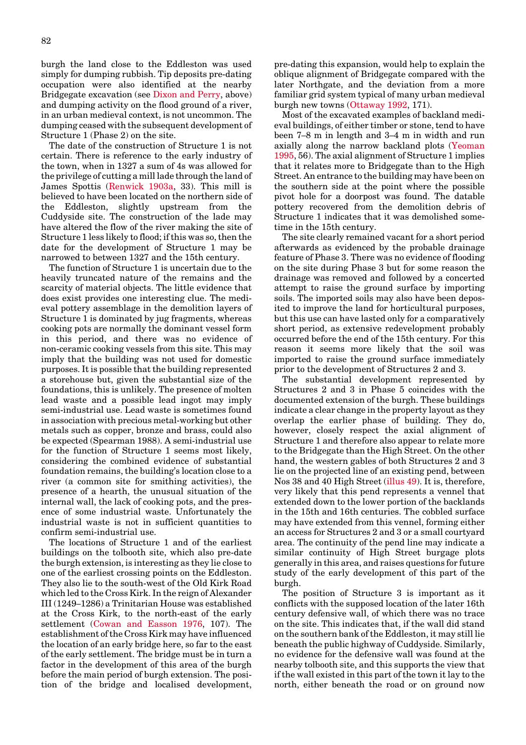burgh the land close to the Eddleston was used simply for dumping rubbish. Tip deposits pre-dating occupation were also identified at the nearby Bridgegate excavation (see Dixon and Perry, above) and dumping activity on the flood ground of a river, in an urban medieval context, is not uncommon. The dumping ceased with the subsequent development of Structure 1 (Phase 2) on the site.

The date of the construction of Structure 1 is not certain. There is reference to the early industry of the town, when in 1327 a sum of 4s was allowed for the privilege of cutting a mill lade through the land of James Spottis (Renwick 1903a, 33). This mill is believed to have been located on the northern side of the Eddleston, slightly upstream from the Cuddyside site. The construction of the lade may have altered the flow of the river making the site of Structure 1 less likely to flood; if this was so, then the date for the development of Structure 1 may be narrowed to between 1327 and the 15th century.

The function of Structure 1 is uncertain due to the heavily truncated nature of the remains and the scarcity of material objects. The little evidence that does exist provides one interesting clue. The medieval pottery assemblage in the demolition layers of Structure 1 is dominated by jug fragments, whereas cooking pots are normally the dominant vessel form in this period, and there was no evidence of non-ceramic cooking vessels from this site. This may imply that the building was not used for domestic purposes. It is possible that the building represented a storehouse but, given the substantial size of the foundations, this is unlikely. The presence of molten lead waste and a possible lead ingot may imply semi-industrial use. Lead waste is sometimes found in association with precious metal-working but other metals such as copper, bronze and brass, could also be expected (Spearman 1988). A semi-industrial use for the function of Structure 1 seems most likely, considering the combined evidence of substantial foundation remains, the building's location close to a river (a common site for smithing activities), the presence of a hearth, the unusual situation of the internal wall, the lack of cooking pots, and the presence of some industrial waste. Unfortunately the industrial waste is not in sufficient quantities to confirm semi-industrial use.

The locations of Structure 1 and of the earliest buildings on the tolbooth site, which also pre-date the burgh extension, is interesting as they lie close to one of the earliest crossing points on the Eddleston. They also lie to the south-west of the Old Kirk Road which led to the Cross Kirk. In the reign of Alexander III (1249–1286) a Trinitarian House was established at the Cross Kirk, to the north-east of the early settlement (Cowan and Easson 1976, 107). The establishment of the Cross Kirk may have influenced the location of an early bridge here, so far to the east of the early settlement. The bridge must be in turn a factor in the development of this area of the burgh before the main period of burgh extension. The position of the bridge and localised development, pre-dating this expansion, would help to explain the oblique alignment of Bridgegate compared with the later Northgate, and the deviation from a more familiar grid system typical of many urban medieval burgh new towns (Ottaway 1992, 171).

Most of the excavated examples of backland medieval buildings, of either timber or stone, tend to have been 7–8 m in length and 3–4 m in width and run axially along the narrow backland plots (Yeoman 1995, 56). The axial alignment of Structure 1 implies that it relates more to Bridgegate than to the High Street. An entrance to the building may have been on the southern side at the point where the possible pivot hole for a doorpost was found. The datable pottery recovered from the demolition debris of Structure 1 indicates that it was demolished sometime in the 15th century.

The site clearly remained vacant for a short period afterwards as evidenced by the probable drainage feature of Phase 3. There was no evidence of flooding on the site during Phase 3 but for some reason the drainage was removed and followed by a concerted attempt to raise the ground surface by importing soils. The imported soils may also have been deposited to improve the land for horticultural purposes, but this use can have lasted only for a comparatively short period, as extensive redevelopment probably occurred before the end of the 15th century. For this reason it seems more likely that the soil was imported to raise the ground surface immediately prior to the development of Structures 2 and 3.

The substantial development represented by Structures 2 and 3 in Phase 5 coincides with the documented extension of the burgh. These buildings indicate a clear change in the property layout as they overlap the earlier phase of building. They do, however, closely respect the axial alignment of Structure 1 and therefore also appear to relate more to the Bridgegate than the High Street. On the other hand, the western gables of both Structures 2 and 3 lie on the projected line of an existing pend, between Nos 38 and 40 High Street (illus 49). It is, therefore, very likely that this pend represents a vennel that extended down to the lower portion of the backlands in the 15th and 16th centuries. The cobbled surface may have extended from this vennel, forming either an access for Structures 2 and 3 or a small courtyard area. The continuity of the pend line may indicate a similar continuity of High Street burgage plots generally in this area, and raises questions for future study of the early development of this part of the burgh.

The position of Structure 3 is important as it conflicts with the supposed location of the later 16th century defensive wall, of which there was no trace on the site. This indicates that, if the wall did stand on the southern bank of the Eddleston, it may still lie beneath the public highway of Cuddyside. Similarly, no evidence for the defensive wall was found at the nearby tolbooth site, and this supports the view that if the wall existed in this part of the town it lay to the north, either beneath the road or on ground now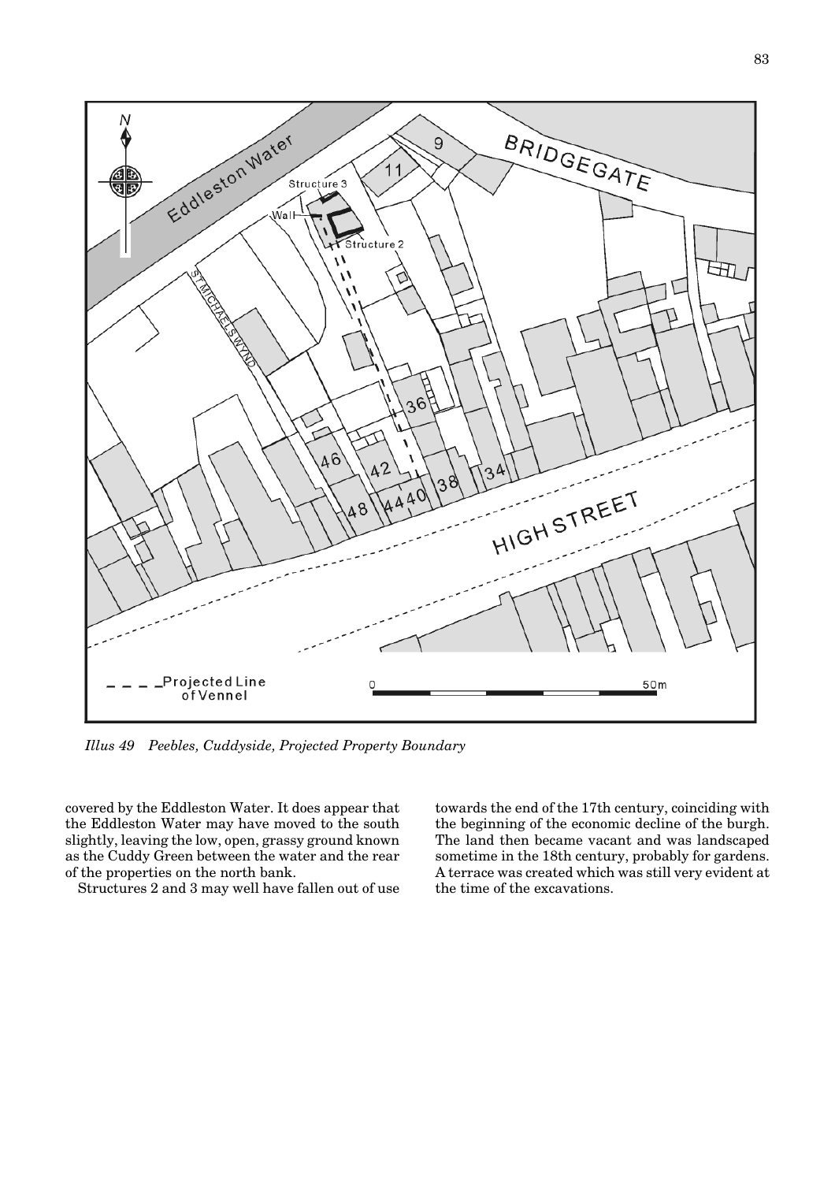Illus 49 Peebles, Cuddyside, Projected Property Boundary

covered by the Eddleston Water. It does appear that the Eddleston Water may have moved to the south slightly, leaving the low, open, grassy ground known as the Cuddy Green between the water and the rear of the properties on the north bank.

Structures 2 and 3 may well have fallen out of use towards the end of the 17th century, coinciding with the beginning of the economic decline of the burgh. The land then became vacant and was landscaped sometime in the 18th century, probably for gardens. A terrace was created which was still very evident at the time of the excavations.